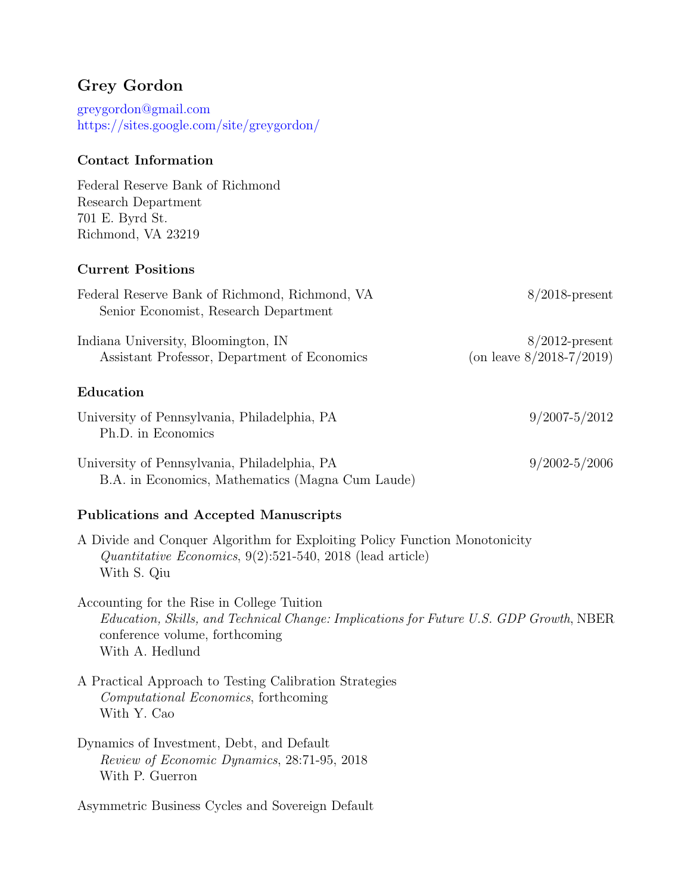# Grey Gordon

greygordon@gmail.com
https://sites.google.com/site/greygordon/

## Contact Information

Federal Reserve Bank of Richmond
Research Department
701 E. Byrd St.
Richmond, VA 23219

## Current Positions

Federal Reserve Bank of Richmond, Richmond, VA — 8/2018-present
Senior Economist, Research Department

Indiana University, Bloomington, IN — 8/2012-present (on leave 8/2018-7/2019)
Assistant Professor, Department of Economics

## Education

University of Pennsylvania, Philadelphia, PA — 9/2007-5/2012
Ph.D. in Economics

University of Pennsylvania, Philadelphia, PA — 9/2002-5/2006
B.A. in Economics, Mathematics (Magna Cum Laude)

## Publications and Accepted Manuscripts

A Divide and Conquer Algorithm for Exploiting Policy Function Monotonicity
*Quantitative Economics*, 9(2):521-540, 2018 (lead article)
With S. Qiu

Accounting for the Rise in College Tuition
*Education, Skills, and Technical Change: Implications for Future U.S. GDP Growth*, NBER conference volume, forthcoming
With A. Hedlund

A Practical Approach to Testing Calibration Strategies
*Computational Economics*, forthcoming
With Y. Cao

Dynamics of Investment, Debt, and Default
*Review of Economic Dynamics*, 28:71-95, 2018
With P. Guerron

Asymmetric Business Cycles and Sovereign Default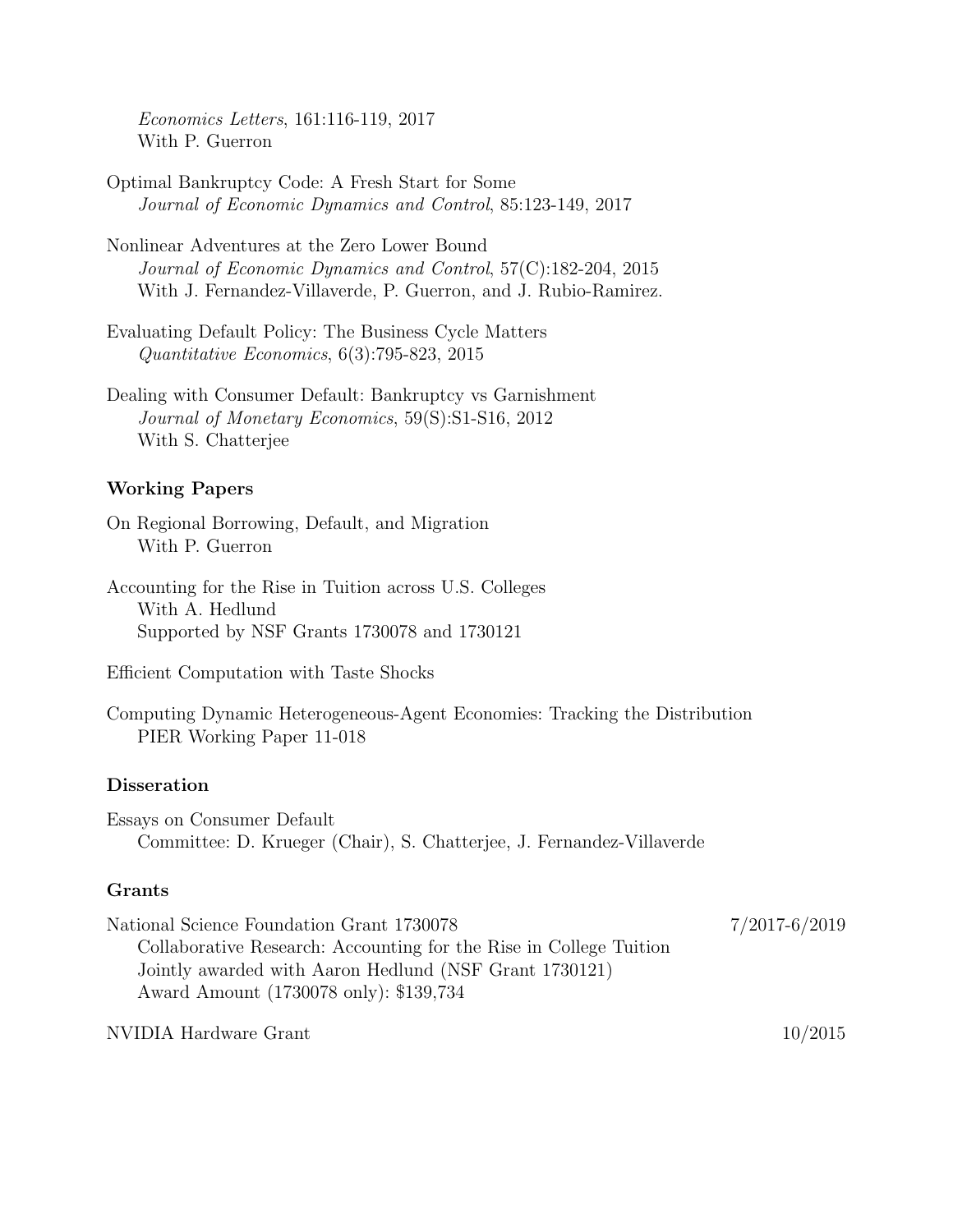*Economics Letters*, 161:116-119, 2017
With P. Guerron

Optimal Bankruptcy Code: A Fresh Start for Some
*Journal of Economic Dynamics and Control*, 85:123-149, 2017

Nonlinear Adventures at the Zero Lower Bound
*Journal of Economic Dynamics and Control*, 57(C):182-204, 2015
With J. Fernandez-Villaverde, P. Guerron, and J. Rubio-Ramirez.

Evaluating Default Policy: The Business Cycle Matters
*Quantitative Economics*, 6(3):795-823, 2015

Dealing with Consumer Default: Bankruptcy vs Garnishment
*Journal of Monetary Economics*, 59(S):S1-S16, 2012
With S. Chatterjee

### Working Papers

On Regional Borrowing, Default, and Migration
With P. Guerron

Accounting for the Rise in Tuition across U.S. Colleges
With A. Hedlund
Supported by NSF Grants 1730078 and 1730121

Efficient Computation with Taste Shocks

Computing Dynamic Heterogeneous-Agent Economies: Tracking the Distribution
PIER Working Paper 11-018

### Disseration

Essays on Consumer Default
Committee: D. Krueger (Chair), S. Chatterjee, J. Fernandez-Villaverde

### Grants

National Science Foundation Grant 1730078 — 7/2017-6/2019
Collaborative Research: Accounting for the Rise in College Tuition
Jointly awarded with Aaron Hedlund (NSF Grant 1730121)
Award Amount (1730078 only): $139,734

NVIDIA Hardware Grant — 10/2015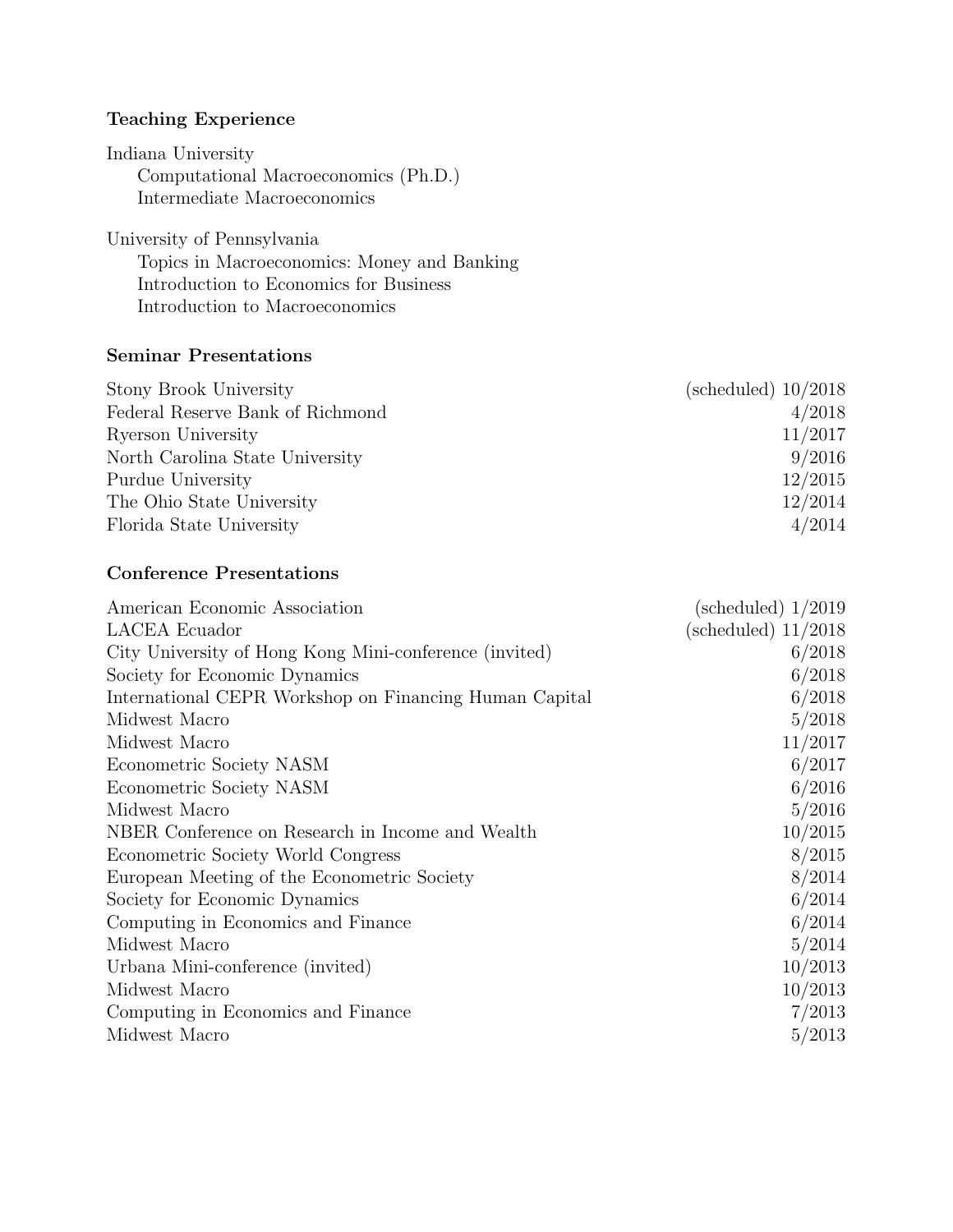**Teaching Experience**

Indiana University
- Computational Macroeconomics (Ph.D.)
- Intermediate Macroeconomics

University of Pennsylvania
- Topics in Macroeconomics: Money and Banking
- Introduction to Economics for Business
- Introduction to Macroeconomics

**Seminar Presentations**

| | |
|---|---:|
| Stony Brook University | (scheduled) 10/2018 |
| Federal Reserve Bank of Richmond | 4/2018 |
| Ryerson University | 11/2017 |
| North Carolina State University | 9/2016 |
| Purdue University | 12/2015 |
| The Ohio State University | 12/2014 |
| Florida State University | 4/2014 |

**Conference Presentations**

| | |
|---|---:|
| American Economic Association | (scheduled) 1/2019 |
| LACEA Ecuador | (scheduled) 11/2018 |
| City University of Hong Kong Mini-conference (invited) | 6/2018 |
| Society for Economic Dynamics | 6/2018 |
| International CEPR Workshop on Financing Human Capital | 6/2018 |
| Midwest Macro | 5/2018 |
| Midwest Macro | 11/2017 |
| Econometric Society NASM | 6/2017 |
| Econometric Society NASM | 6/2016 |
| Midwest Macro | 5/2016 |
| NBER Conference on Research in Income and Wealth | 10/2015 |
| Econometric Society World Congress | 8/2015 |
| European Meeting of the Econometric Society | 8/2014 |
| Society for Economic Dynamics | 6/2014 |
| Computing in Economics and Finance | 6/2014 |
| Midwest Macro | 5/2014 |
| Urbana Mini-conference (invited) | 10/2013 |
| Midwest Macro | 10/2013 |
| Computing in Economics and Finance | 7/2013 |
| Midwest Macro | 5/2013 |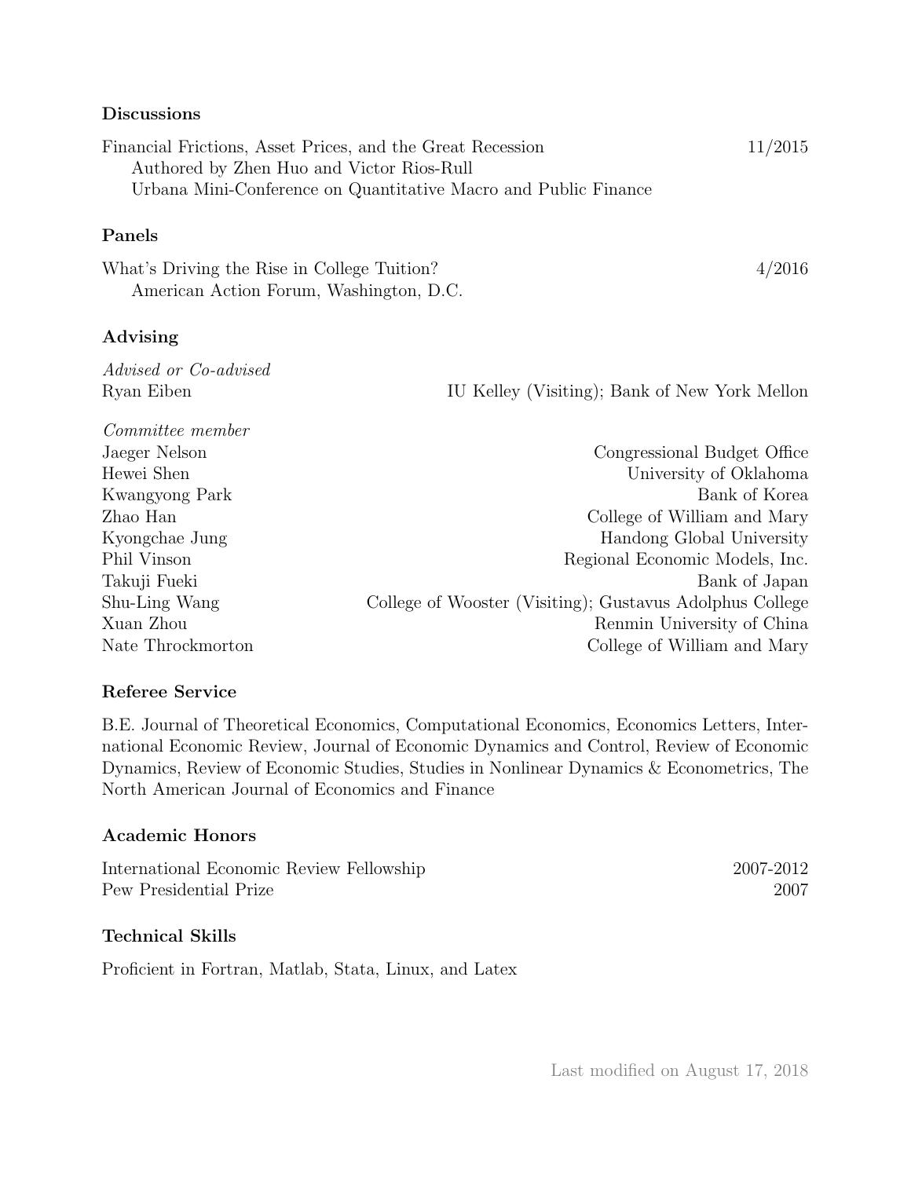### Discussions

Financial Frictions, Asset Prices, and the Great Recession — 11/2015
Authored by Zhen Huo and Victor Rios-Rull
Urbana Mini-Conference on Quantitative Macro and Public Finance

### Panels

What's Driving the Rise in College Tuition? — 4/2016
American Action Forum, Washington, D.C.

### Advising

*Advised or Co-advised*

| | |
|---|---|
| Ryan Eiben | IU Kelley (Visiting); Bank of New York Mellon |

*Committee member*

| | |
|---|---|
| Jaeger Nelson | Congressional Budget Office |
| Hewei Shen | University of Oklahoma |
| Kwangyong Park | Bank of Korea |
| Zhao Han | College of William and Mary |
| Kyongchae Jung | Handong Global University |
| Phil Vinson | Regional Economic Models, Inc. |
| Takuji Fueki | Bank of Japan |
| Shu-Ling Wang | College of Wooster (Visiting); Gustavus Adolphus College |
| Xuan Zhou | Renmin University of China |
| Nate Throckmorton | College of William and Mary |

### Referee Service

B.E. Journal of Theoretical Economics, Computational Economics, Economics Letters, International Economic Review, Journal of Economic Dynamics and Control, Review of Economic Dynamics, Review of Economic Studies, Studies in Nonlinear Dynamics & Econometrics, The North American Journal of Economics and Finance

### Academic Honors

International Economic Review Fellowship — 2007-2012
Pew Presidential Prize — 2007

### Technical Skills

Proficient in Fortran, Matlab, Stata, Linux, and Latex

Last modified on August 17, 2018